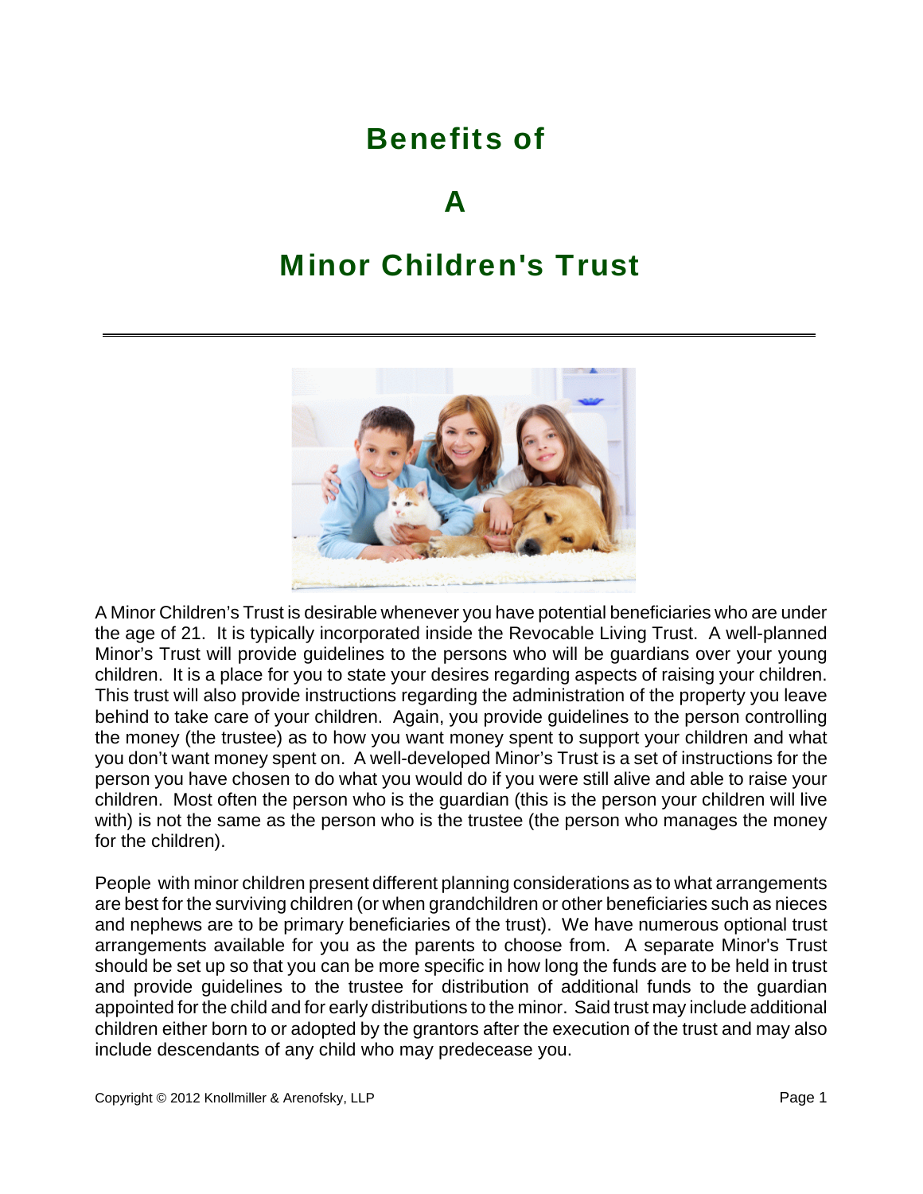# Benefits of

# A

# Minor Children's Trust

---

A Minor Children's Trust is desirable whenever you have potential beneficiaries who are under the age of 21. It is typically incorporated inside the Revocable Living Trust. A well-planned Minor's Trust will provide guidelines to the persons who will be guardians over your young children. It is a place for you to state your desires regarding aspects of raising your children. This trust will also provide instructions regarding the administration of the property you leave behind to take care of your children. Again, you provide guidelines to the person controlling the money (the trustee) as to how you want money spent to support your children and what you don't want money spent on. A well-developed Minor's Trust is a set of instructions for the person you have chosen to do what you would do if you were still alive and able to raise your children. Most often the person who is the guardian (this is the person your children will live with) is not the same as the person who is the trustee (the person who manages the money for the children).

People with minor children present different planning considerations as to what arrangements are best for the surviving children (or when grandchildren or other beneficiaries such as nieces and nephews are to be primary beneficiaries of the trust). We have numerous optional trust arrangements available for you as the parents to choose from. A separate Minor's Trust should be set up so that you can be more specific in how long the funds are to be held in trust and provide guidelines to the trustee for distribution of additional funds to the guardian appointed for the child and for early distributions to the minor. Said trust may include additional children either born to or adopted by the grantors after the execution of the trust and may also include descendants of any child who may predecease you.

Copyright © 2012 Knollmiller & Arenofsky, LLP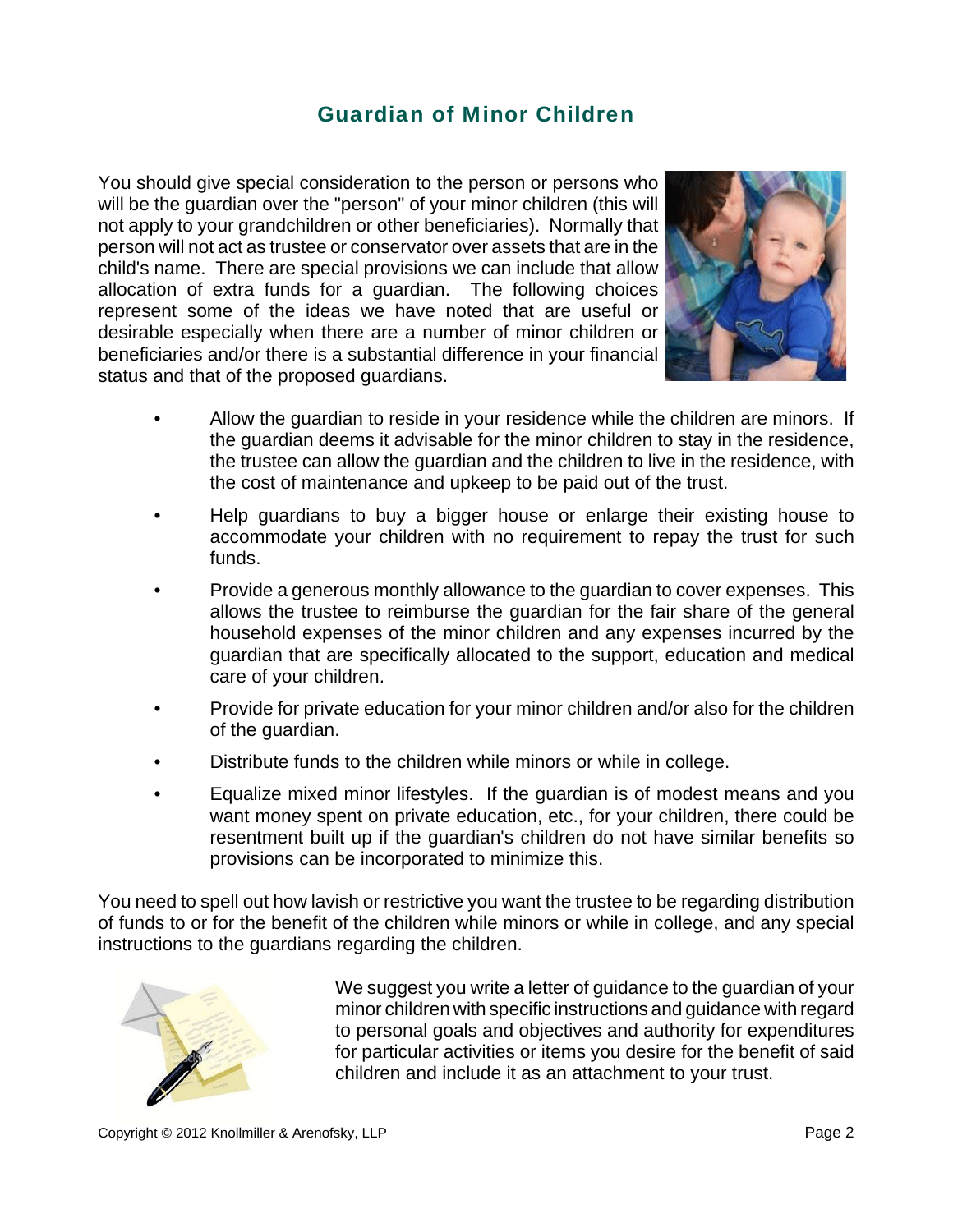## Guardian of Minor Children

You should give special consideration to the person or persons who will be the guardian over the "person" of your minor children (this will not apply to your grandchildren or other beneficiaries). Normally that person will not act as trustee or conservator over assets that are in the child's name. There are special provisions we can include that allow allocation of extra funds for a guardian. The following choices represent some of the ideas we have noted that are useful or desirable especially when there are a number of minor children or beneficiaries and/or there is a substantial difference in your financial status and that of the proposed guardians.

- Allow the guardian to reside in your residence while the children are minors. If the guardian deems it advisable for the minor children to stay in the residence, the trustee can allow the guardian and the children to live in the residence, with the cost of maintenance and upkeep to be paid out of the trust.
- Help guardians to buy a bigger house or enlarge their existing house to accommodate your children with no requirement to repay the trust for such funds.
- Provide a generous monthly allowance to the guardian to cover expenses. This allows the trustee to reimburse the guardian for the fair share of the general household expenses of the minor children and any expenses incurred by the guardian that are specifically allocated to the support, education and medical care of your children.
- Provide for private education for your minor children and/or also for the children of the guardian.
- Distribute funds to the children while minors or while in college.
- Equalize mixed minor lifestyles. If the guardian is of modest means and you want money spent on private education, etc., for your children, there could be resentment built up if the guardian's children do not have similar benefits so provisions can be incorporated to minimize this.

You need to spell out how lavish or restrictive you want the trustee to be regarding distribution of funds to or for the benefit of the children while minors or while in college, and any special instructions to the guardians regarding the children.

We suggest you write a letter of guidance to the guardian of your minor children with specific instructions and guidance with regard to personal goals and objectives and authority for expenditures for particular activities or items you desire for the benefit of said children and include it as an attachment to your trust.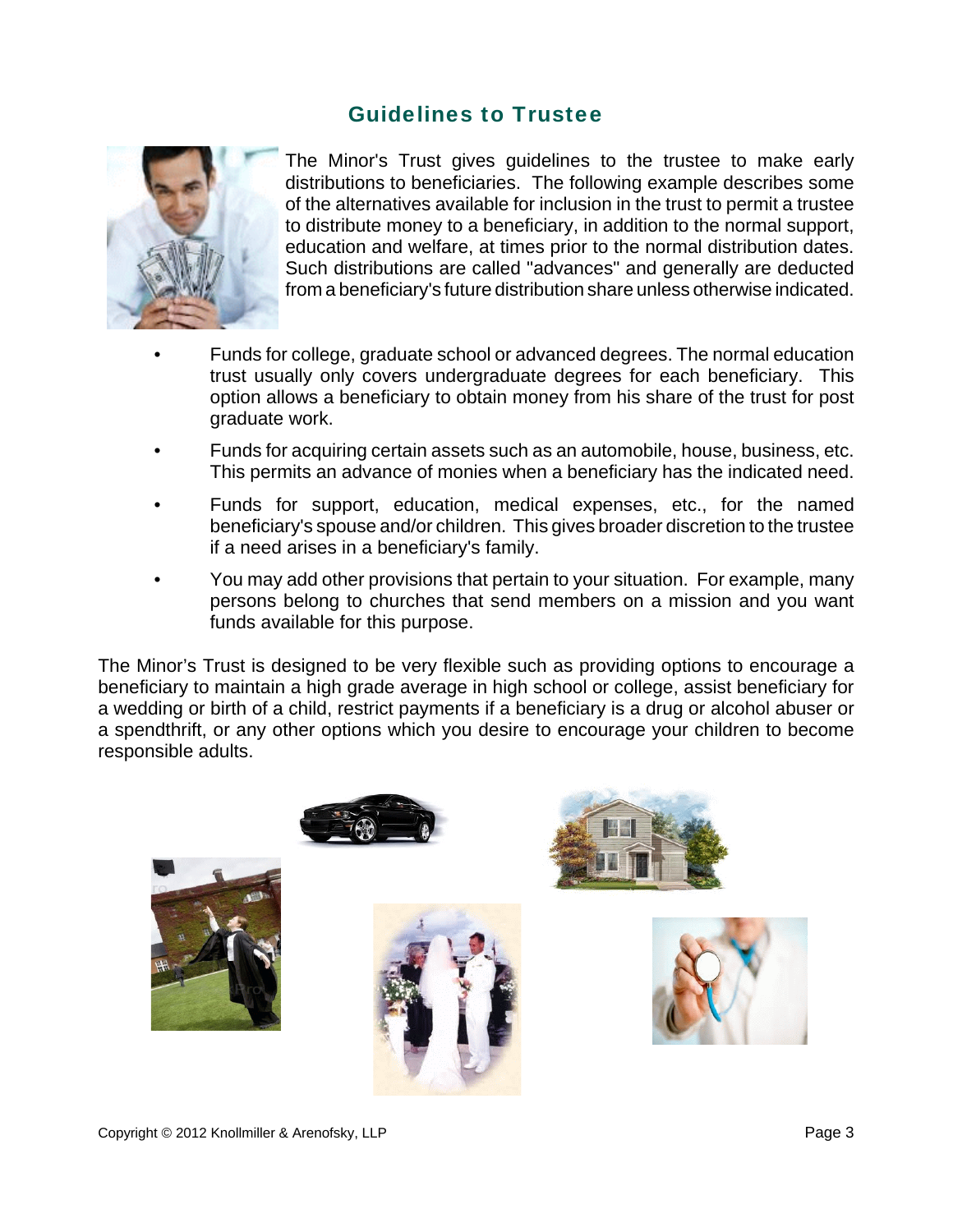## Guidelines to Trustee

The Minor's Trust gives guidelines to the trustee to make early distributions to beneficiaries. The following example describes some of the alternatives available for inclusion in the trust to permit a trustee to distribute money to a beneficiary, in addition to the normal support, education and welfare, at times prior to the normal distribution dates. Such distributions are called "advances" and generally are deducted from a beneficiary's future distribution share unless otherwise indicated.

- Funds for college, graduate school or advanced degrees. The normal education trust usually only covers undergraduate degrees for each beneficiary. This option allows a beneficiary to obtain money from his share of the trust for post graduate work.
- Funds for acquiring certain assets such as an automobile, house, business, etc. This permits an advance of monies when a beneficiary has the indicated need.
- Funds for support, education, medical expenses, etc., for the named beneficiary's spouse and/or children. This gives broader discretion to the trustee if a need arises in a beneficiary's family.
- You may add other provisions that pertain to your situation. For example, many persons belong to churches that send members on a mission and you want funds available for this purpose.

The Minor's Trust is designed to be very flexible such as providing options to encourage a beneficiary to maintain a high grade average in high school or college, assist beneficiary for a wedding or birth of a child, restrict payments if a beneficiary is a drug or alcohol abuser or a spendthrift, or any other options which you desire to encourage your children to become responsible adults.

Copyright © 2012 Knollmiller & Arenofsky, LLP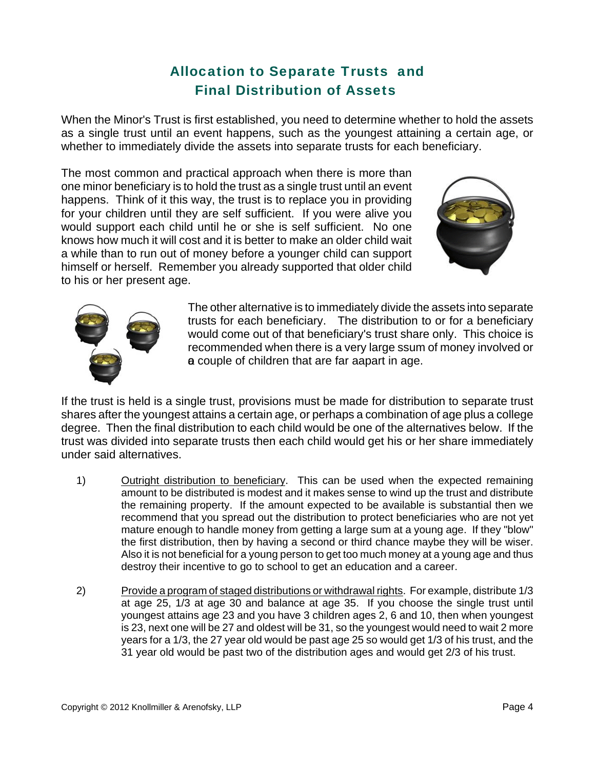## Allocation to Separate Trusts and Final Distribution of Assets

When the Minor's Trust is first established, you need to determine whether to hold the assets as a single trust until an event happens, such as the youngest attaining a certain age, or whether to immediately divide the assets into separate trusts for each beneficiary.

The most common and practical approach when there is more than one minor beneficiary is to hold the trust as a single trust until an event happens. Think of it this way, the trust is to replace you in providing for your children until they are self sufficient. If you were alive you would support each child until he or she is self sufficient. No one knows how much it will cost and it is better to make an older child wait a while than to run out of money before a younger child can support himself or herself. Remember you already supported that older child to his or her present age.

The other alternative is to immediately divide the assets into separate trusts for each beneficiary. The distribution to or for a beneficiary would come out of that beneficiary's trust share only. This choice is recommended when there is a very large ssum of money involved or a couple of children that are far aapart in age.

If the trust is held is a single trust, provisions must be made for distribution to separate trust shares after the youngest attains a certain age, or perhaps a combination of age plus a college degree. Then the final distribution to each child would be one of the alternatives below. If the trust was divided into separate trusts then each child would get his or her share immediately under said alternatives.

1) Outright distribution to beneficiary. This can be used when the expected remaining amount to be distributed is modest and it makes sense to wind up the trust and distribute the remaining property. If the amount expected to be available is substantial then we recommend that you spread out the distribution to protect beneficiaries who are not yet mature enough to handle money from getting a large sum at a young age. If they "blow" the first distribution, then by having a second or third chance maybe they will be wiser. Also it is not beneficial for a young person to get too much money at a young age and thus destroy their incentive to go to school to get an education and a career.

2) Provide a program of staged distributions or withdrawal rights. For example, distribute 1/3 at age 25, 1/3 at age 30 and balance at age 35. If you choose the single trust until youngest attains age 23 and you have 3 children ages 2, 6 and 10, then when youngest is 23, next one will be 27 and oldest will be 31, so the youngest would need to wait 2 more years for a 1/3, the 27 year old would be past age 25 so would get 1/3 of his trust, and the 31 year old would be past two of the distribution ages and would get 2/3 of his trust.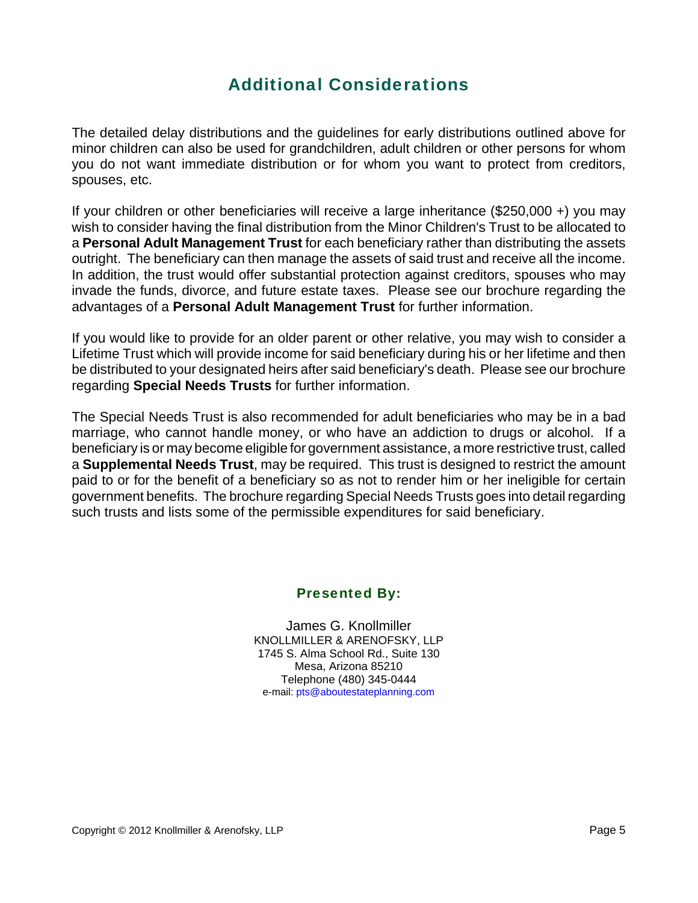## Additional Considerations

The detailed delay distributions and the guidelines for early distributions outlined above for minor children can also be used for grandchildren, adult children or other persons for whom you do not want immediate distribution or for whom you want to protect from creditors, spouses, etc.

If your children or other beneficiaries will receive a large inheritance ($250,000 +) you may wish to consider having the final distribution from the Minor Children's Trust to be allocated to a **Personal Adult Management Trust** for each beneficiary rather than distributing the assets outright. The beneficiary can then manage the assets of said trust and receive all the income. In addition, the trust would offer substantial protection against creditors, spouses who may invade the funds, divorce, and future estate taxes. Please see our brochure regarding the advantages of a **Personal Adult Management Trust** for further information.

If you would like to provide for an older parent or other relative, you may wish to consider a Lifetime Trust which will provide income for said beneficiary during his or her lifetime and then be distributed to your designated heirs after said beneficiary's death. Please see our brochure regarding **Special Needs Trusts** for further information.

The Special Needs Trust is also recommended for adult beneficiaries who may be in a bad marriage, who cannot handle money, or who have an addiction to drugs or alcohol. If a beneficiary is or may become eligible for government assistance, a more restrictive trust, called a **Supplemental Needs Trust**, may be required. This trust is designed to restrict the amount paid to or for the benefit of a beneficiary so as not to render him or her ineligible for certain government benefits. The brochure regarding Special Needs Trusts goes into detail regarding such trusts and lists some of the permissible expenditures for said beneficiary.

**Presented By:**

James G. Knollmiller
KNOLLMILLER & ARENOFSKY, LLP
1745 S. Alma School Rd., Suite 130
Mesa, Arizona 85210
Telephone (480) 345-0444
e-mail: pts@aboutestateplanning.com

Copyright © 2012 Knollmiller & Arenofsky, LLP